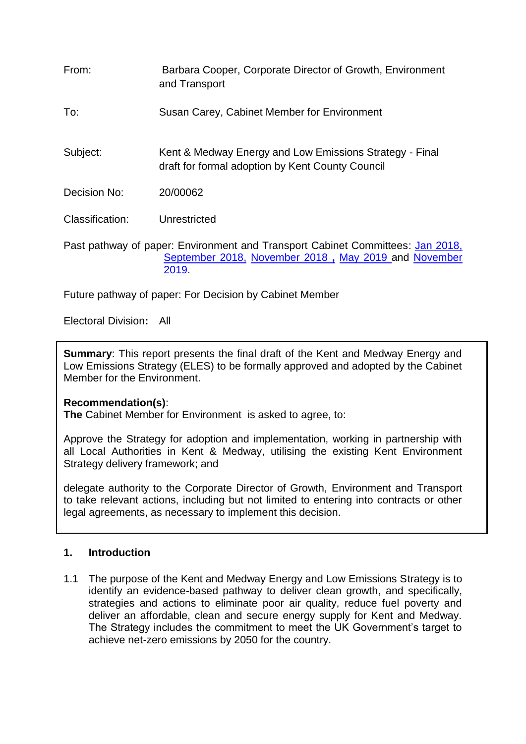From: Barbara Cooper, Corporate Director of Growth, Environment and Transport

To: Susan Carey, Cabinet Member for Environment

Subject: Kent & Medway Energy and Low Emissions Strategy - Final draft for formal adoption by Kent County Council

Decision No: 20/00062

Classification: Unrestricted

Past pathway of paper: Environment and Transport Cabinet Committees: Jan 2018, September 2018, November 2018 , May 2019 and November 2019.

Future pathway of paper: For Decision by Cabinet Member

Electoral Division**:** All

**Summary**: This report presents the final draft of the Kent and Medway Energy and Low Emissions Strategy (ELES) to be formally approved and adopted by the Cabinet Member for the Environment.

**Recommendation(s)**:
**The** Cabinet Member for Environment is asked to agree, to:

Approve the Strategy for adoption and implementation, working in partnership with all Local Authorities in Kent & Medway, utilising the existing Kent Environment Strategy delivery framework; and

delegate authority to the Corporate Director of Growth, Environment and Transport to take relevant actions, including but not limited to entering into contracts or other legal agreements, as necessary to implement this decision.

## 1. Introduction

1.1 The purpose of the Kent and Medway Energy and Low Emissions Strategy is to identify an evidence-based pathway to deliver clean growth, and specifically, strategies and actions to eliminate poor air quality, reduce fuel poverty and deliver an affordable, clean and secure energy supply for Kent and Medway. The Strategy includes the commitment to meet the UK Government's target to achieve net-zero emissions by 2050 for the country.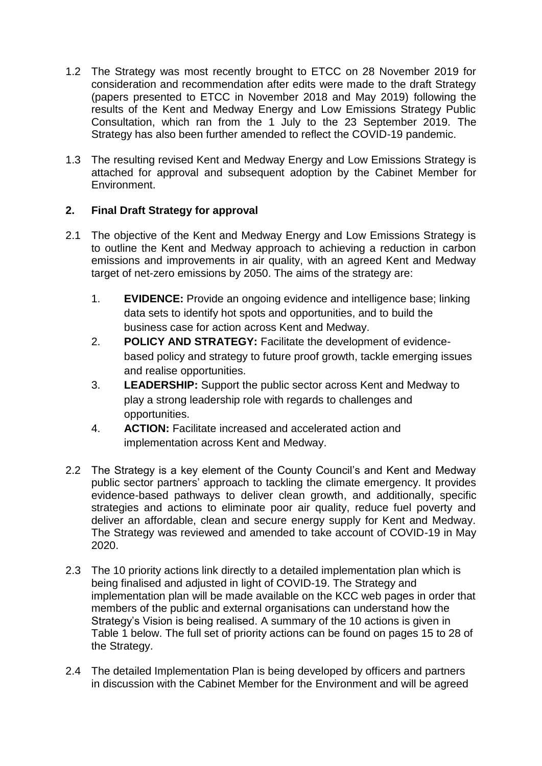1.2 The Strategy was most recently brought to ETCC on 28 November 2019 for consideration and recommendation after edits were made to the draft Strategy (papers presented to ETCC in November 2018 and May 2019) following the results of the Kent and Medway Energy and Low Emissions Strategy Public Consultation, which ran from the 1 July to the 23 September 2019. The Strategy has also been further amended to reflect the COVID-19 pandemic.

1.3 The resulting revised Kent and Medway Energy and Low Emissions Strategy is attached for approval and subsequent adoption by the Cabinet Member for Environment.

## 2. Final Draft Strategy for approval

2.1 The objective of the Kent and Medway Energy and Low Emissions Strategy is to outline the Kent and Medway approach to achieving a reduction in carbon emissions and improvements in air quality, with an agreed Kent and Medway target of net-zero emissions by 2050. The aims of the strategy are:

1. **EVIDENCE:** Provide an ongoing evidence and intelligence base; linking data sets to identify hot spots and opportunities, and to build the business case for action across Kent and Medway.
2. **POLICY AND STRATEGY:** Facilitate the development of evidence-based policy and strategy to future proof growth, tackle emerging issues and realise opportunities.
3. **LEADERSHIP:** Support the public sector across Kent and Medway to play a strong leadership role with regards to challenges and opportunities.
4. **ACTION:** Facilitate increased and accelerated action and implementation across Kent and Medway.

2.2 The Strategy is a key element of the County Council's and Kent and Medway public sector partners' approach to tackling the climate emergency. It provides evidence-based pathways to deliver clean growth, and additionally, specific strategies and actions to eliminate poor air quality, reduce fuel poverty and deliver an affordable, clean and secure energy supply for Kent and Medway. The Strategy was reviewed and amended to take account of COVID-19 in May 2020.

2.3 The 10 priority actions link directly to a detailed implementation plan which is being finalised and adjusted in light of COVID-19. The Strategy and implementation plan will be made available on the KCC web pages in order that members of the public and external organisations can understand how the Strategy's Vision is being realised. A summary of the 10 actions is given in Table 1 below. The full set of priority actions can be found on pages 15 to 28 of the Strategy.

2.4 The detailed Implementation Plan is being developed by officers and partners in discussion with the Cabinet Member for the Environment and will be agreed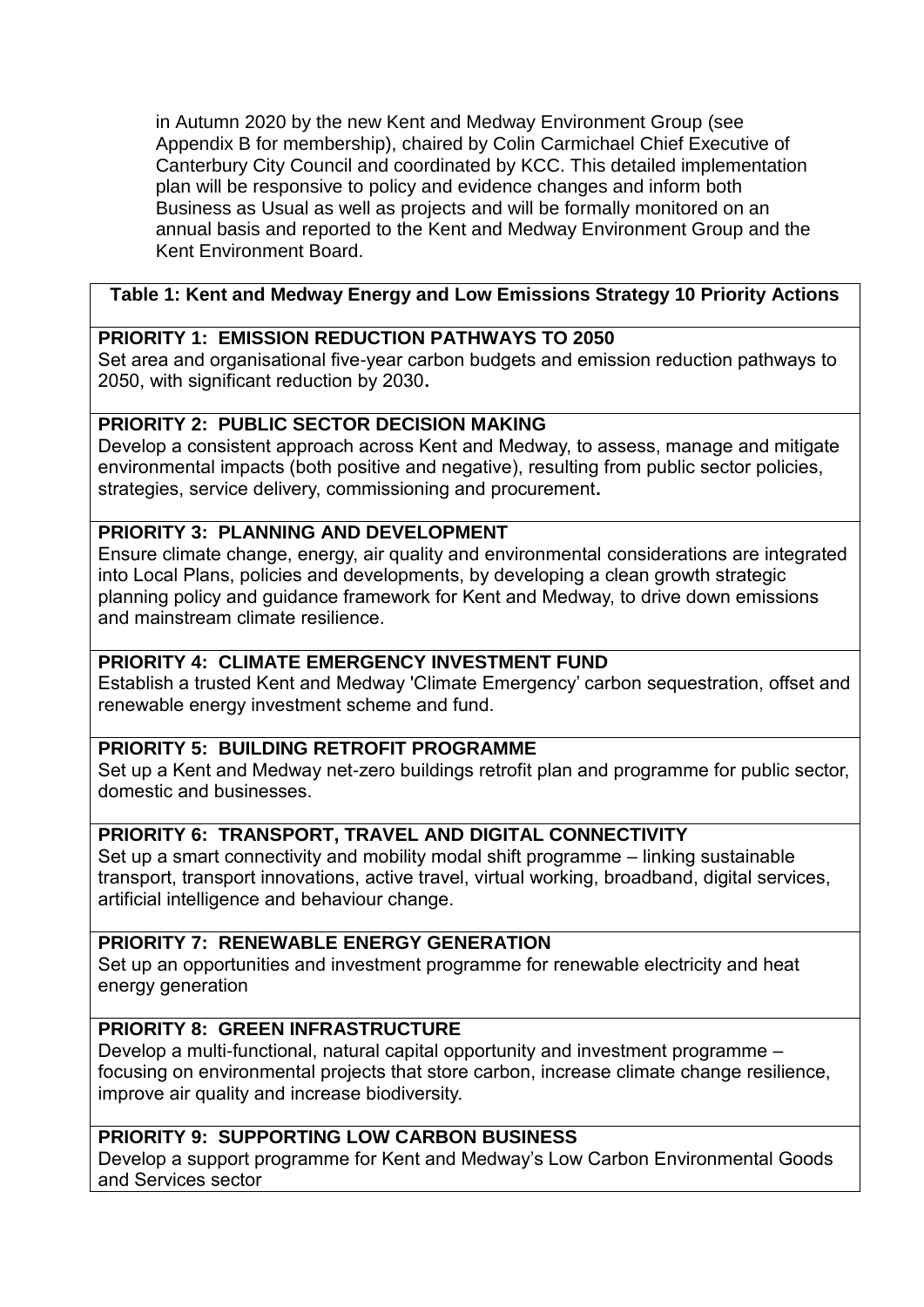in Autumn 2020 by the new Kent and Medway Environment Group (see Appendix B for membership), chaired by Colin Carmichael Chief Executive of Canterbury City Council and coordinated by KCC. This detailed implementation plan will be responsive to policy and evidence changes and inform both Business as Usual as well as projects and will be formally monitored on an annual basis and reported to the Kent and Medway Environment Group and the Kent Environment Board.

| **Table 1: Kent and Medway Energy and Low Emissions Strategy 10 Priority Actions** |
|---|
| **PRIORITY 1: EMISSION REDUCTION PATHWAYS TO 2050**<br>Set area and organisational five-year carbon budgets and emission reduction pathways to 2050, with significant reduction by 2030**.** |
| **PRIORITY 2: PUBLIC SECTOR DECISION MAKING**<br>Develop a consistent approach across Kent and Medway, to assess, manage and mitigate environmental impacts (both positive and negative), resulting from public sector policies, strategies, service delivery, commissioning and procurement**.** |
| **PRIORITY 3: PLANNING AND DEVELOPMENT**<br>Ensure climate change, energy, air quality and environmental considerations are integrated into Local Plans, policies and developments, by developing a clean growth strategic planning policy and guidance framework for Kent and Medway, to drive down emissions and mainstream climate resilience. |
| **PRIORITY 4: CLIMATE EMERGENCY INVESTMENT FUND**<br>Establish a trusted Kent and Medway 'Climate Emergency' carbon sequestration, offset and renewable energy investment scheme and fund. |
| **PRIORITY 5: BUILDING RETROFIT PROGRAMME**<br>Set up a Kent and Medway net-zero buildings retrofit plan and programme for public sector, domestic and businesses. |
| **PRIORITY 6: TRANSPORT, TRAVEL AND DIGITAL CONNECTIVITY**<br>Set up a smart connectivity and mobility modal shift programme – linking sustainable transport, transport innovations, active travel, virtual working, broadband, digital services, artificial intelligence and behaviour change. |
| **PRIORITY 7: RENEWABLE ENERGY GENERATION**<br>Set up an opportunities and investment programme for renewable electricity and heat energy generation |
| **PRIORITY 8: GREEN INFRASTRUCTURE**<br>Develop a multi-functional, natural capital opportunity and investment programme – focusing on environmental projects that store carbon, increase climate change resilience, improve air quality and increase biodiversity. |
| **PRIORITY 9: SUPPORTING LOW CARBON BUSINESS**<br>Develop a support programme for Kent and Medway's Low Carbon Environmental Goods and Services sector |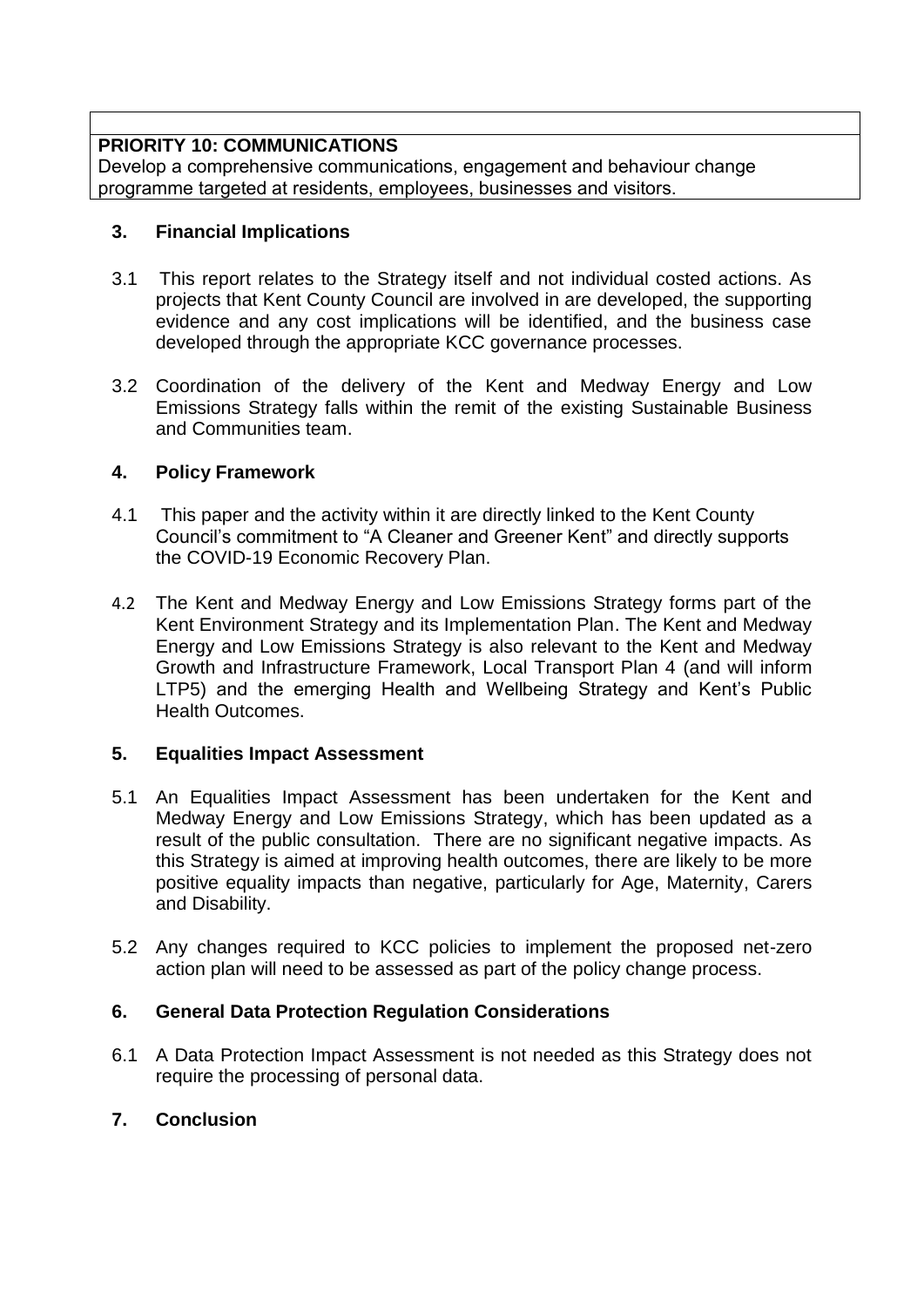| **PRIORITY 10: COMMUNICATIONS**<br>Develop a comprehensive communications, engagement and behaviour change programme targeted at residents, employees, businesses and visitors. |
|---|

## 3. Financial Implications

3.1 This report relates to the Strategy itself and not individual costed actions. As projects that Kent County Council are involved in are developed, the supporting evidence and any cost implications will be identified, and the business case developed through the appropriate KCC governance processes.

3.2 Coordination of the delivery of the Kent and Medway Energy and Low Emissions Strategy falls within the remit of the existing Sustainable Business and Communities team.

## 4. Policy Framework

4.1 This paper and the activity within it are directly linked to the Kent County Council's commitment to "A Cleaner and Greener Kent" and directly supports the COVID-19 Economic Recovery Plan.

4.2 The Kent and Medway Energy and Low Emissions Strategy forms part of the Kent Environment Strategy and its Implementation Plan. The Kent and Medway Energy and Low Emissions Strategy is also relevant to the Kent and Medway Growth and Infrastructure Framework, Local Transport Plan 4 (and will inform LTP5) and the emerging Health and Wellbeing Strategy and Kent's Public Health Outcomes.

## 5. Equalities Impact Assessment

5.1 An Equalities Impact Assessment has been undertaken for the Kent and Medway Energy and Low Emissions Strategy, which has been updated as a result of the public consultation. There are no significant negative impacts. As this Strategy is aimed at improving health outcomes, there are likely to be more positive equality impacts than negative, particularly for Age, Maternity, Carers and Disability.

5.2 Any changes required to KCC policies to implement the proposed net-zero action plan will need to be assessed as part of the policy change process.

## 6. General Data Protection Regulation Considerations

6.1 A Data Protection Impact Assessment is not needed as this Strategy does not require the processing of personal data.

## 7. Conclusion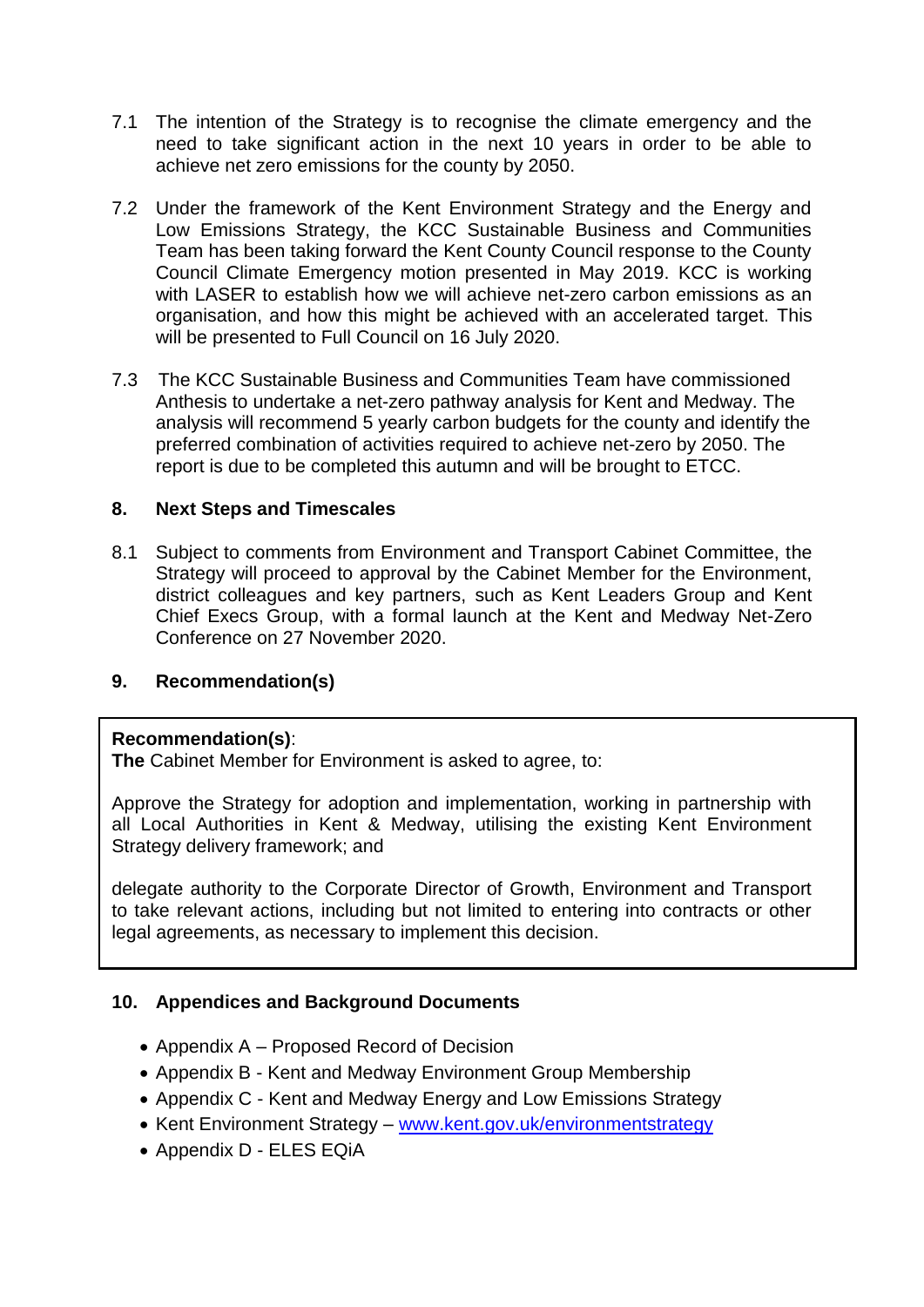7.1 The intention of the Strategy is to recognise the climate emergency and the need to take significant action in the next 10 years in order to be able to achieve net zero emissions for the county by 2050.

7.2 Under the framework of the Kent Environment Strategy and the Energy and Low Emissions Strategy, the KCC Sustainable Business and Communities Team has been taking forward the Kent County Council response to the County Council Climate Emergency motion presented in May 2019. KCC is working with LASER to establish how we will achieve net-zero carbon emissions as an organisation, and how this might be achieved with an accelerated target. This will be presented to Full Council on 16 July 2020.

7.3 The KCC Sustainable Business and Communities Team have commissioned Anthesis to undertake a net-zero pathway analysis for Kent and Medway. The analysis will recommend 5 yearly carbon budgets for the county and identify the preferred combination of activities required to achieve net-zero by 2050. The report is due to be completed this autumn and will be brought to ETCC.

## 8. Next Steps and Timescales

8.1 Subject to comments from Environment and Transport Cabinet Committee, the Strategy will proceed to approval by the Cabinet Member for the Environment, district colleagues and key partners, such as Kent Leaders Group and Kent Chief Execs Group, with a formal launch at the Kent and Medway Net-Zero Conference on 27 November 2020.

## 9. Recommendation(s)

**Recommendation(s)**:
**The** Cabinet Member for Environment is asked to agree, to:

Approve the Strategy for adoption and implementation, working in partnership with all Local Authorities in Kent & Medway, utilising the existing Kent Environment Strategy delivery framework; and

delegate authority to the Corporate Director of Growth, Environment and Transport to take relevant actions, including but not limited to entering into contracts or other legal agreements, as necessary to implement this decision.

## 10. Appendices and Background Documents

- Appendix A – Proposed Record of Decision
- Appendix B - Kent and Medway Environment Group Membership
- Appendix C - Kent and Medway Energy and Low Emissions Strategy
- Kent Environment Strategy – www.kent.gov.uk/environmentstrategy
- Appendix D - ELES EQiA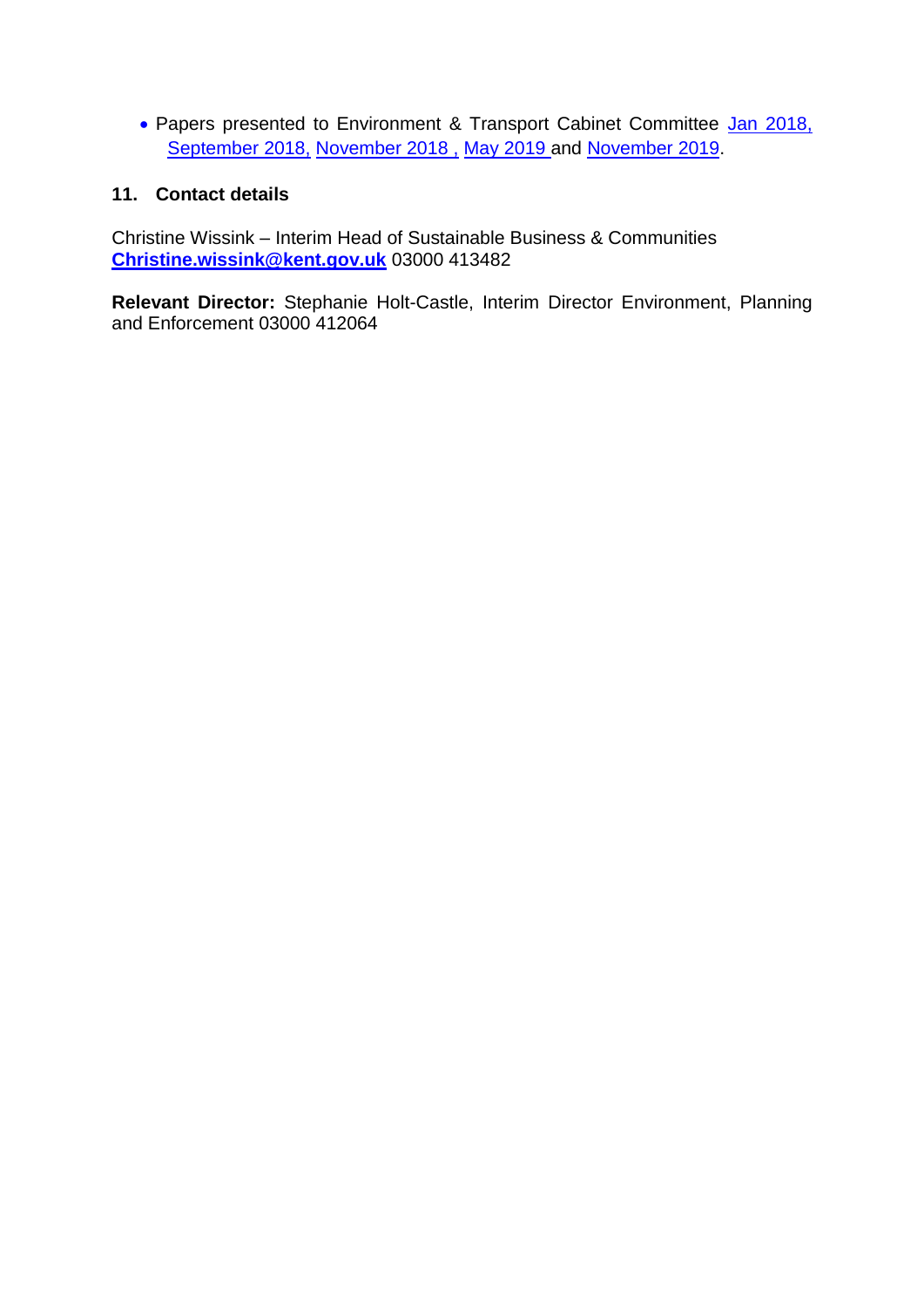- Papers presented to Environment & Transport Cabinet Committee Jan 2018, September 2018, November 2018 , May 2019 and November 2019.

## 11. Contact details

Christine Wissink – Interim Head of Sustainable Business & Communities
**Christine.wissink@kent.gov.uk** 03000 413482

**Relevant Director:** Stephanie Holt-Castle, Interim Director Environment, Planning and Enforcement 03000 412064